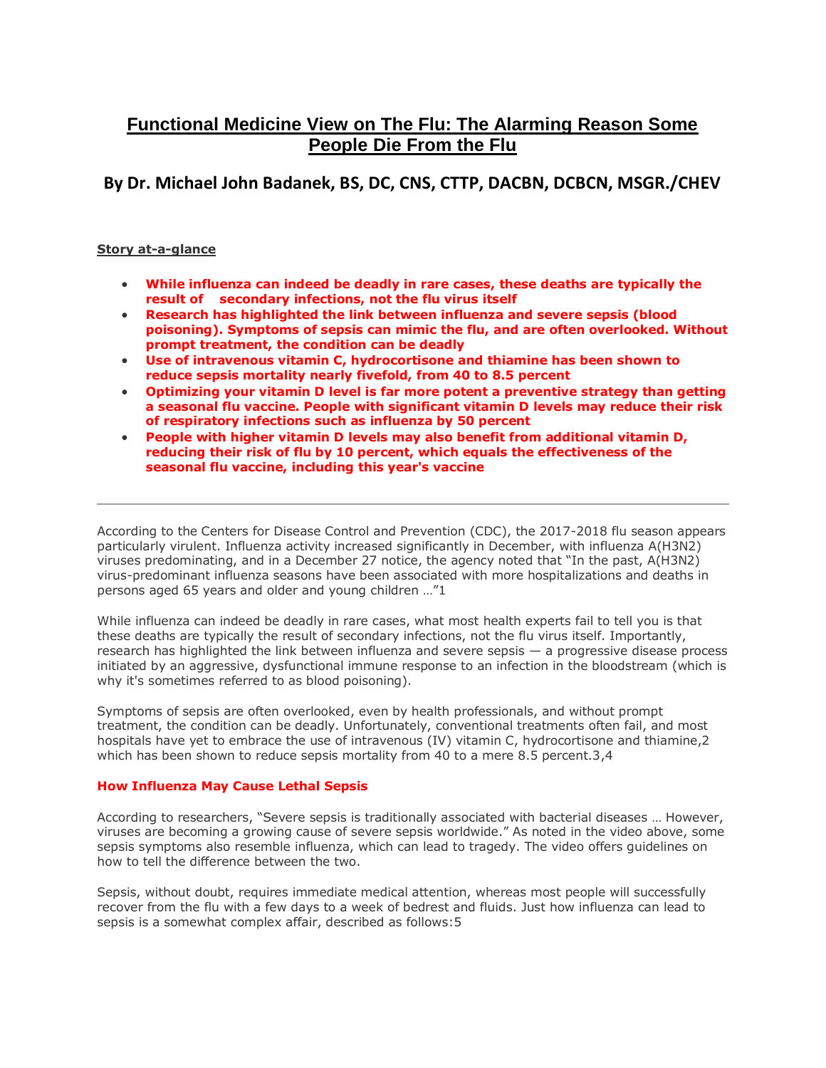# Functional Medicine View on The Flu: The Alarming Reason Some People Die From the Flu

## By Dr. Michael John Badanek, BS, DC, CNS, CTTP, DACBN, DCBCN, MSGR./CHEV

**Story at-a-glance**

- **While influenza can indeed be deadly in rare cases, these deaths are typically the result of secondary infections, not the flu virus itself**
- **Research has highlighted the link between influenza and severe sepsis (blood poisoning). Symptoms of sepsis can mimic the flu, and are often overlooked. Without prompt treatment, the condition can be deadly**
- **Use of intravenous vitamin C, hydrocortisone and thiamine has been shown to reduce sepsis mortality nearly fivefold, from 40 to 8.5 percent**
- **Optimizing your vitamin D level is far more potent a preventive strategy than getting a seasonal flu vaccine. People with significant vitamin D levels may reduce their risk of respiratory infections such as influenza by 50 percent**
- **People with higher vitamin D levels may also benefit from additional vitamin D, reducing their risk of flu by 10 percent, which equals the effectiveness of the seasonal flu vaccine, including this year's vaccine**

---

According to the Centers for Disease Control and Prevention (CDC), the 2017-2018 flu season appears particularly virulent. Influenza activity increased significantly in December, with influenza A(H3N2) viruses predominating, and in a December 27 notice, the agency noted that "In the past, A(H3N2) virus-predominant influenza seasons have been associated with more hospitalizations and deaths in persons aged 65 years and older and young children …"1

While influenza can indeed be deadly in rare cases, what most health experts fail to tell you is that these deaths are typically the result of secondary infections, not the flu virus itself. Importantly, research has highlighted the link between influenza and severe sepsis — a progressive disease process initiated by an aggressive, dysfunctional immune response to an infection in the bloodstream (which is why it's sometimes referred to as blood poisoning).

Symptoms of sepsis are often overlooked, even by health professionals, and without prompt treatment, the condition can be deadly. Unfortunately, conventional treatments often fail, and most hospitals have yet to embrace the use of intravenous (IV) vitamin C, hydrocortisone and thiamine,2 which has been shown to reduce sepsis mortality from 40 to a mere 8.5 percent.3,4

### How Influenza May Cause Lethal Sepsis

According to researchers, "Severe sepsis is traditionally associated with bacterial diseases … However, viruses are becoming a growing cause of severe sepsis worldwide." As noted in the video above, some sepsis symptoms also resemble influenza, which can lead to tragedy. The video offers guidelines on how to tell the difference between the two.

Sepsis, without doubt, requires immediate medical attention, whereas most people will successfully recover from the flu with a few days to a week of bedrest and fluids. Just how influenza can lead to sepsis is a somewhat complex affair, described as follows:5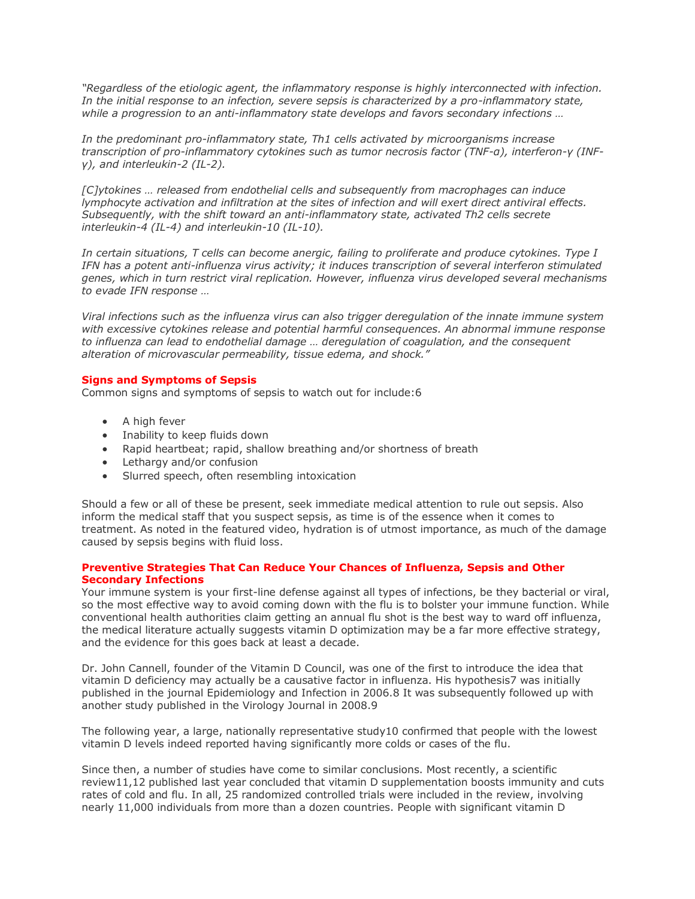*"Regardless of the etiologic agent, the inflammatory response is highly interconnected with infection. In the initial response to an infection, severe sepsis is characterized by a pro-inflammatory state, while a progression to an anti-inflammatory state develops and favors secondary infections …*

*In the predominant pro-inflammatory state, Th1 cells activated by microorganisms increase transcription of pro-inflammatory cytokines such as tumor necrosis factor (TNF-α), interferon-γ (INF-γ), and interleukin-2 (IL-2).*

*[C]ytokines … released from endothelial cells and subsequently from macrophages can induce lymphocyte activation and infiltration at the sites of infection and will exert direct antiviral effects. Subsequently, with the shift toward an anti-inflammatory state, activated Th2 cells secrete interleukin-4 (IL-4) and interleukin-10 (IL-10).*

*In certain situations, T cells can become anergic, failing to proliferate and produce cytokines. Type I IFN has a potent anti-influenza virus activity; it induces transcription of several interferon stimulated genes, which in turn restrict viral replication. However, influenza virus developed several mechanisms to evade IFN response …*

*Viral infections such as the influenza virus can also trigger deregulation of the innate immune system with excessive cytokines release and potential harmful consequences. An abnormal immune response to influenza can lead to endothelial damage … deregulation of coagulation, and the consequent alteration of microvascular permeability, tissue edema, and shock."*

**Signs and Symptoms of Sepsis**

Common signs and symptoms of sepsis to watch out for include:[6]

- A high fever
- Inability to keep fluids down
- Rapid heartbeat; rapid, shallow breathing and/or shortness of breath
- Lethargy and/or confusion
- Slurred speech, often resembling intoxication

Should a few or all of these be present, seek immediate medical attention to rule out sepsis. Also inform the medical staff that you suspect sepsis, as time is of the essence when it comes to treatment. As noted in the featured video, hydration is of utmost importance, as much of the damage caused by sepsis begins with fluid loss.

**Preventive Strategies That Can Reduce Your Chances of Influenza, Sepsis and Other Secondary Infections**

Your immune system is your first-line defense against all types of infections, be they bacterial or viral, so the most effective way to avoid coming down with the flu is to bolster your immune function. While conventional health authorities claim getting an annual flu shot is the best way to ward off influenza, the medical literature actually suggests vitamin D optimization may be a far more effective strategy, and the evidence for this goes back at least a decade.

Dr. John Cannell, founder of the Vitamin D Council, was one of the first to introduce the idea that vitamin D deficiency may actually be a causative factor in influenza. His hypothesis[7] was initially published in the journal Epidemiology and Infection in 2006.[8] It was subsequently followed up with another study published in the Virology Journal in 2008.[9]

The following year, a large, nationally representative study[10] confirmed that people with the lowest vitamin D levels indeed reported having significantly more colds or cases of the flu.

Since then, a number of studies have come to similar conclusions. Most recently, a scientific review[11,12] published last year concluded that vitamin D supplementation boosts immunity and cuts rates of cold and flu. In all, 25 randomized controlled trials were included in the review, involving nearly 11,000 individuals from more than a dozen countries. People with significant vitamin D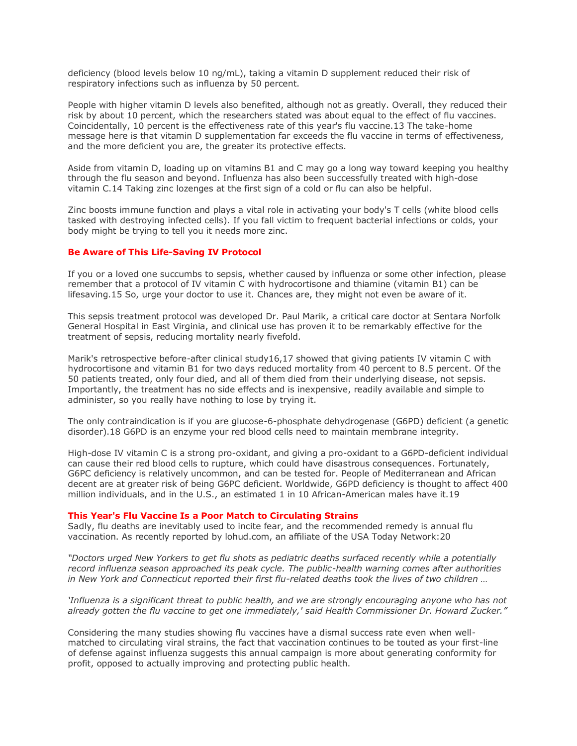deficiency (blood levels below 10 ng/mL), taking a vitamin D supplement reduced their risk of respiratory infections such as influenza by 50 percent.

People with higher vitamin D levels also benefited, although not as greatly. Overall, they reduced their risk by about 10 percent, which the researchers stated was about equal to the effect of flu vaccines. Coincidentally, 10 percent is the effectiveness rate of this year's flu vaccine.[13] The take-home message here is that vitamin D supplementation far exceeds the flu vaccine in terms of effectiveness, and the more deficient you are, the greater its protective effects.

Aside from vitamin D, loading up on vitamins B1 and C may go a long way toward keeping you healthy through the flu season and beyond. Influenza has also been successfully treated with high-dose vitamin C.[14] Taking zinc lozenges at the first sign of a cold or flu can also be helpful.

Zinc boosts immune function and plays a vital role in activating your body's T cells (white blood cells tasked with destroying infected cells). If you fall victim to frequent bacterial infections or colds, your body might be trying to tell you it needs more zinc.

## Be Aware of This Life-Saving IV Protocol

If you or a loved one succumbs to sepsis, whether caused by influenza or some other infection, please remember that a protocol of IV vitamin C with hydrocortisone and thiamine (vitamin B1) can be lifesaving.[15] So, urge your doctor to use it. Chances are, they might not even be aware of it.

This sepsis treatment protocol was developed Dr. Paul Marik, a critical care doctor at Sentara Norfolk General Hospital in East Virginia, and clinical use has proven it to be remarkably effective for the treatment of sepsis, reducing mortality nearly fivefold.

Marik's retrospective before-after clinical study[16,17] showed that giving patients IV vitamin C with hydrocortisone and vitamin B1 for two days reduced mortality from 40 percent to 8.5 percent. Of the 50 patients treated, only four died, and all of them died from their underlying disease, not sepsis. Importantly, the treatment has no side effects and is inexpensive, readily available and simple to administer, so you really have nothing to lose by trying it.

The only contraindication is if you are glucose-6-phosphate dehydrogenase (G6PD) deficient (a genetic disorder).[18] G6PD is an enzyme your red blood cells need to maintain membrane integrity.

High-dose IV vitamin C is a strong pro-oxidant, and giving a pro-oxidant to a G6PD-deficient individual can cause their red blood cells to rupture, which could have disastrous consequences. Fortunately, G6PC deficiency is relatively uncommon, and can be tested for. People of Mediterranean and African decent are at greater risk of being G6PC deficient. Worldwide, G6PD deficiency is thought to affect 400 million individuals, and in the U.S., an estimated 1 in 10 African-American males have it.[19]

## This Year's Flu Vaccine Is a Poor Match to Circulating Strains

Sadly, flu deaths are inevitably used to incite fear, and the recommended remedy is annual flu vaccination. As recently reported by lohud.com, an affiliate of the USA Today Network:[20]

*"Doctors urged New Yorkers to get flu shots as pediatric deaths surfaced recently while a potentially record influenza season approached its peak cycle. The public-health warning comes after authorities in New York and Connecticut reported their first flu-related deaths took the lives of two children …*

*'Influenza is a significant threat to public health, and we are strongly encouraging anyone who has not already gotten the flu vaccine to get one immediately,' said Health Commissioner Dr. Howard Zucker."*

Considering the many studies showing flu vaccines have a dismal success rate even when well-matched to circulating viral strains, the fact that vaccination continues to be touted as your first-line of defense against influenza suggests this annual campaign is more about generating conformity for profit, opposed to actually improving and protecting public health.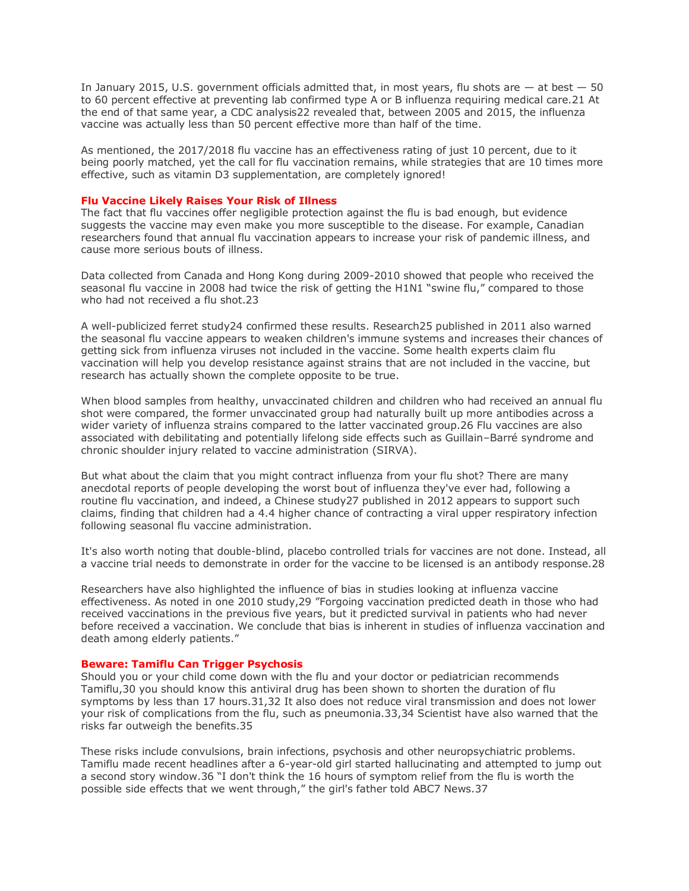In January 2015, U.S. government officials admitted that, in most years, flu shots are — at best — 50 to 60 percent effective at preventing lab confirmed type A or B influenza requiring medical care.21 At the end of that same year, a CDC analysis22 revealed that, between 2005 and 2015, the influenza vaccine was actually less than 50 percent effective more than half of the time.

As mentioned, the 2017/2018 flu vaccine has an effectiveness rating of just 10 percent, due to it being poorly matched, yet the call for flu vaccination remains, while strategies that are 10 times more effective, such as vitamin D3 supplementation, are completely ignored!

### Flu Vaccine Likely Raises Your Risk of Illness

The fact that flu vaccines offer negligible protection against the flu is bad enough, but evidence suggests the vaccine may even make you more susceptible to the disease. For example, Canadian researchers found that annual flu vaccination appears to increase your risk of pandemic illness, and cause more serious bouts of illness.

Data collected from Canada and Hong Kong during 2009-2010 showed that people who received the seasonal flu vaccine in 2008 had twice the risk of getting the H1N1 "swine flu," compared to those who had not received a flu shot.23

A well-publicized ferret study24 confirmed these results. Research25 published in 2011 also warned the seasonal flu vaccine appears to weaken children's immune systems and increases their chances of getting sick from influenza viruses not included in the vaccine. Some health experts claim flu vaccination will help you develop resistance against strains that are not included in the vaccine, but research has actually shown the complete opposite to be true.

When blood samples from healthy, unvaccinated children and children who had received an annual flu shot were compared, the former unvaccinated group had naturally built up more antibodies across a wider variety of influenza strains compared to the latter vaccinated group.26 Flu vaccines are also associated with debilitating and potentially lifelong side effects such as Guillain–Barré syndrome and chronic shoulder injury related to vaccine administration (SIRVA).

But what about the claim that you might contract influenza from your flu shot? There are many anecdotal reports of people developing the worst bout of influenza they've ever had, following a routine flu vaccination, and indeed, a Chinese study27 published in 2012 appears to support such claims, finding that children had a 4.4 higher chance of contracting a viral upper respiratory infection following seasonal flu vaccine administration.

It's also worth noting that double-blind, placebo controlled trials for vaccines are not done. Instead, all a vaccine trial needs to demonstrate in order for the vaccine to be licensed is an antibody response.28

Researchers have also highlighted the influence of bias in studies looking at influenza vaccine effectiveness. As noted in one 2010 study,29 "Forgoing vaccination predicted death in those who had received vaccinations in the previous five years, but it predicted survival in patients who had never before received a vaccination. We conclude that bias is inherent in studies of influenza vaccination and death among elderly patients."

### Beware: Tamiflu Can Trigger Psychosis

Should you or your child come down with the flu and your doctor or pediatrician recommends Tamiflu,30 you should know this antiviral drug has been shown to shorten the duration of flu symptoms by less than 17 hours.31,32 It also does not reduce viral transmission and does not lower your risk of complications from the flu, such as pneumonia.33,34 Scientist have also warned that the risks far outweigh the benefits.35

These risks include convulsions, brain infections, psychosis and other neuropsychiatric problems. Tamiflu made recent headlines after a 6-year-old girl started hallucinating and attempted to jump out a second story window.36 "I don't think the 16 hours of symptom relief from the flu is worth the possible side effects that we went through," the girl's father told ABC7 News.37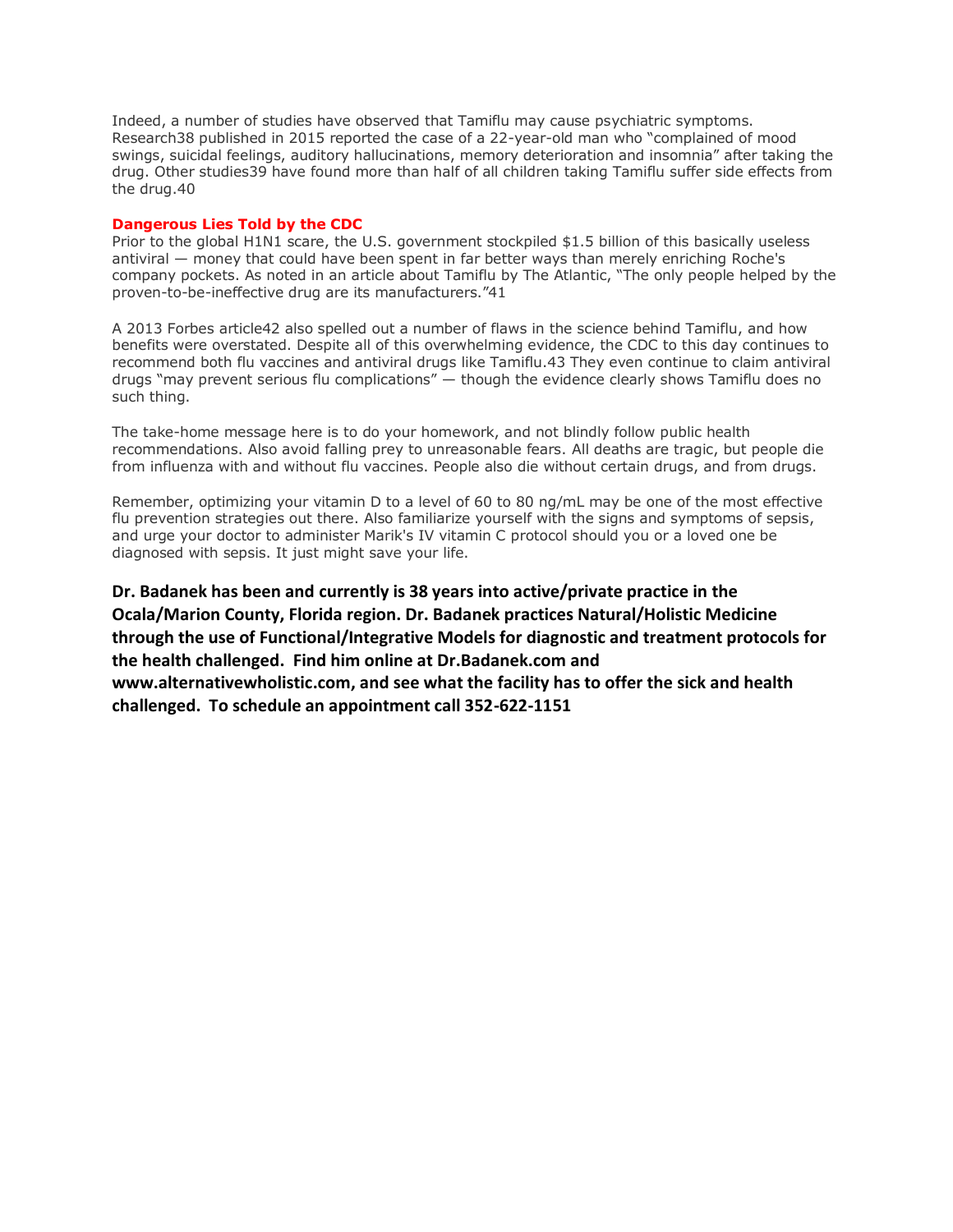Indeed, a number of studies have observed that Tamiflu may cause psychiatric symptoms. Research[38] published in 2015 reported the case of a 22-year-old man who "complained of mood swings, suicidal feelings, auditory hallucinations, memory deterioration and insomnia" after taking the drug. Other studies[39] have found more than half of all children taking Tamiflu suffer side effects from the drug.[40]

**Dangerous Lies Told by the CDC**

Prior to the global H1N1 scare, the U.S. government stockpiled $1.5 billion of this basically useless antiviral — money that could have been spent in far better ways than merely enriching Roche's company pockets. As noted in an article about Tamiflu by The Atlantic, "The only people helped by the proven-to-be-ineffective drug are its manufacturers."[41]

A 2013 Forbes article[42] also spelled out a number of flaws in the science behind Tamiflu, and how benefits were overstated. Despite all of this overwhelming evidence, the CDC to this day continues to recommend both flu vaccines and antiviral drugs like Tamiflu.[43] They even continue to claim antiviral drugs "may prevent serious flu complications" — though the evidence clearly shows Tamiflu does no such thing.

The take-home message here is to do your homework, and not blindly follow public health recommendations. Also avoid falling prey to unreasonable fears. All deaths are tragic, but people die from influenza with and without flu vaccines. People also die without certain drugs, and from drugs.

Remember, optimizing your vitamin D to a level of 60 to 80 ng/mL may be one of the most effective flu prevention strategies out there. Also familiarize yourself with the signs and symptoms of sepsis, and urge your doctor to administer Marik's IV vitamin C protocol should you or a loved one be diagnosed with sepsis. It just might save your life.

**Dr. Badanek has been and currently is 38 years into active/private practice in the Ocala/Marion County, Florida region. Dr. Badanek practices Natural/Holistic Medicine through the use of Functional/Integrative Models for diagnostic and treatment protocols for the health challenged. Find him online at Dr.Badanek.com and www.alternativewholistic.com, and see what the facility has to offer the sick and health challenged. To schedule an appointment call 352-622-1151**